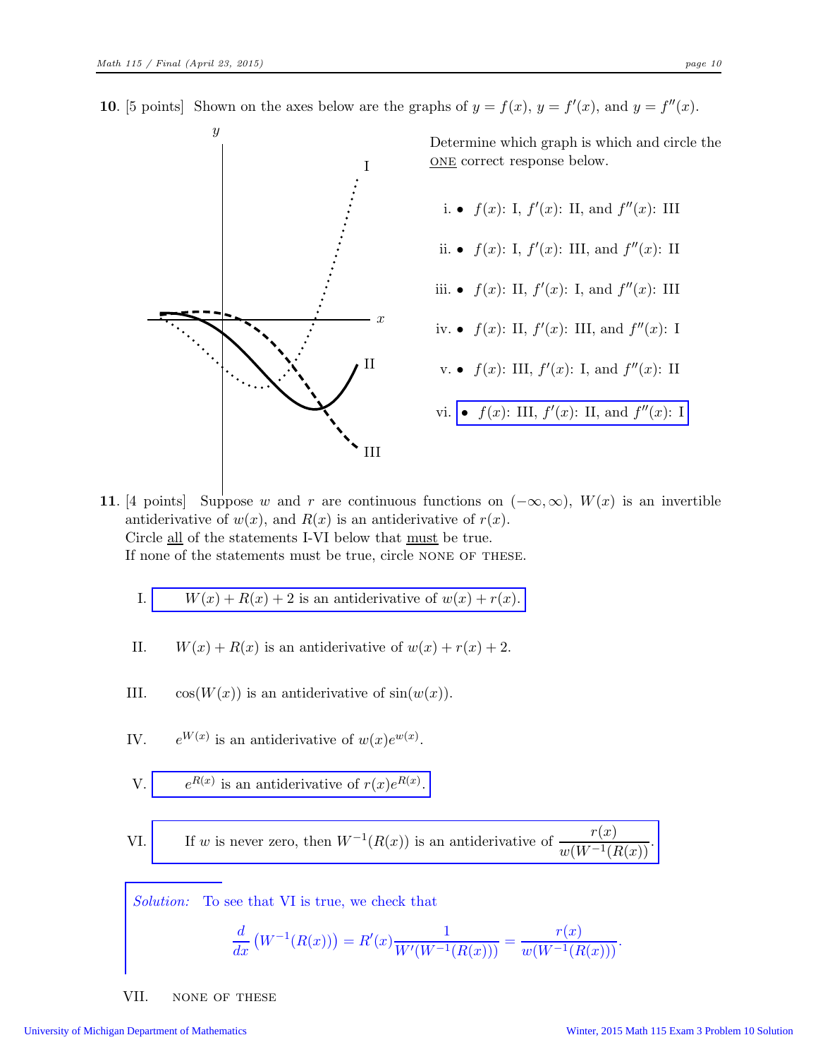**10**. [5 points] Shown on the axes below are the graphs of $y = f(x)$, $y = f'(x)$, and $y = f''(x)$.

Determine which graph is which and circle the ONE correct response below.

- i. $f(x)$: I, $f'(x)$: II, and $f''(x)$: III
- ii. $f(x)$: I, $f'(x)$: III, and $f''(x)$: II
- iii. $f(x)$: II, $f'(x)$: I, and $f''(x)$: III
- iv. $f(x)$: II, $f'(x)$: III, and $f''(x)$: I
- v. $f(x)$: III, $f'(x)$: I, and $f''(x)$: II
- vi. **$f(x)$: III, $f'(x)$: II, and $f''(x)$: I**

**11**. [4 points] Suppose $w$ and $r$ are continuous functions on $(-\infty, \infty)$, $W(x)$ is an invertible antiderivative of $w(x)$, and $R(x)$ is an antiderivative of $r(x)$.
Circle all of the statements I-VI below that must be true.
If none of the statements must be true, circle NONE OF THESE.

I. **$W(x) + R(x) + 2$ is an antiderivative of $w(x) + r(x)$.**

II. $W(x) + R(x)$ is an antiderivative of $w(x) + r(x) + 2$.

III. $\cos(W(x))$ is an antiderivative of $\sin(w(x))$.

IV. $e^{W(x)}$ is an antiderivative of $w(x)e^{w(x)}$.

V. **$e^{R(x)}$ is an antiderivative of $r(x)e^{R(x)}$.**

VI. **If $w$ is never zero, then $W^{-1}(R(x))$ is an antiderivative of $\dfrac{r(x)}{w(W^{-1}(R(x)))}$.**

*Solution:* To see that VI is true, we check that

$$\frac{d}{dx}\left(W^{-1}(R(x))\right) = R'(x)\frac{1}{W'(W^{-1}(R(x)))} = \frac{r(x)}{w(W^{-1}(R(x)))}.$$

VII. NONE OF THESE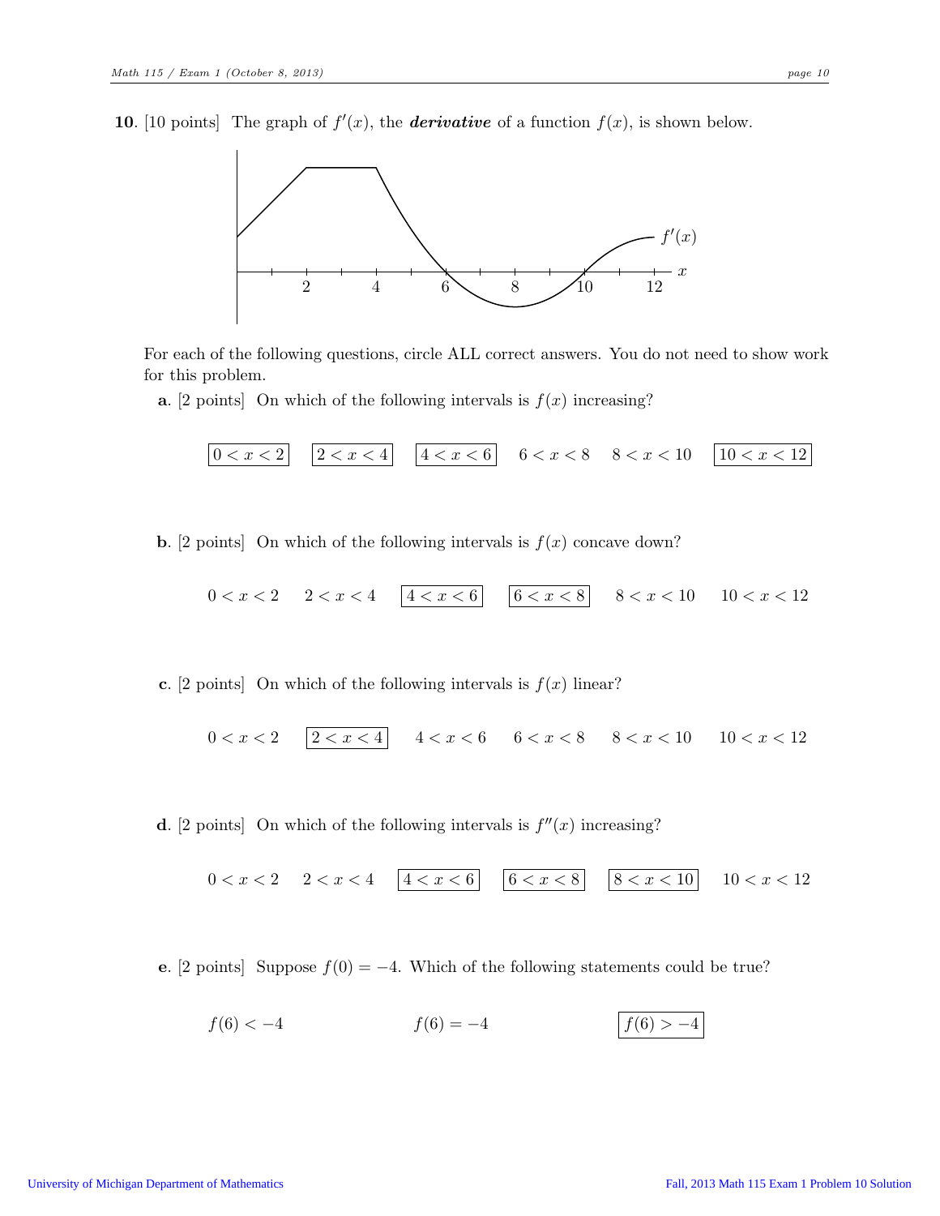**10**. [10 points] The graph of $f'(x)$, the ***derivative*** of a function $f(x)$, is shown below.

For each of the following questions, circle ALL correct answers. You do not need to show work for this problem.

**a**. [2 points] On which of the following intervals is $f(x)$ increasing?

**[$0 < x < 2$]** **[$2 < x < 4$]** **[$4 < x < 6$]** $6 < x < 8$ $8 < x < 10$ **[$10 < x < 12$]**

**b**. [2 points] On which of the following intervals is $f(x)$ concave down?

$0 < x < 2$ $2 < x < 4$ **[$4 < x < 6$]** **[$6 < x < 8$]** $8 < x < 10$ $10 < x < 12$

**c**. [2 points] On which of the following intervals is $f(x)$ linear?

$0 < x < 2$ **[$2 < x < 4$]** $4 < x < 6$ $6 < x < 8$ $8 < x < 10$ $10 < x < 12$

**d**. [2 points] On which of the following intervals is $f''(x)$ increasing?

$0 < x < 2$ $2 < x < 4$ **[$4 < x < 6$]** **[$6 < x < 8$]** **[$8 < x < 10$]** $10 < x < 12$

**e**. [2 points] Suppose $f(0) = -4$. Which of the following statements could be true?

$f(6) < -4$ $f(6) = -4$ **[$f(6) > -4$]**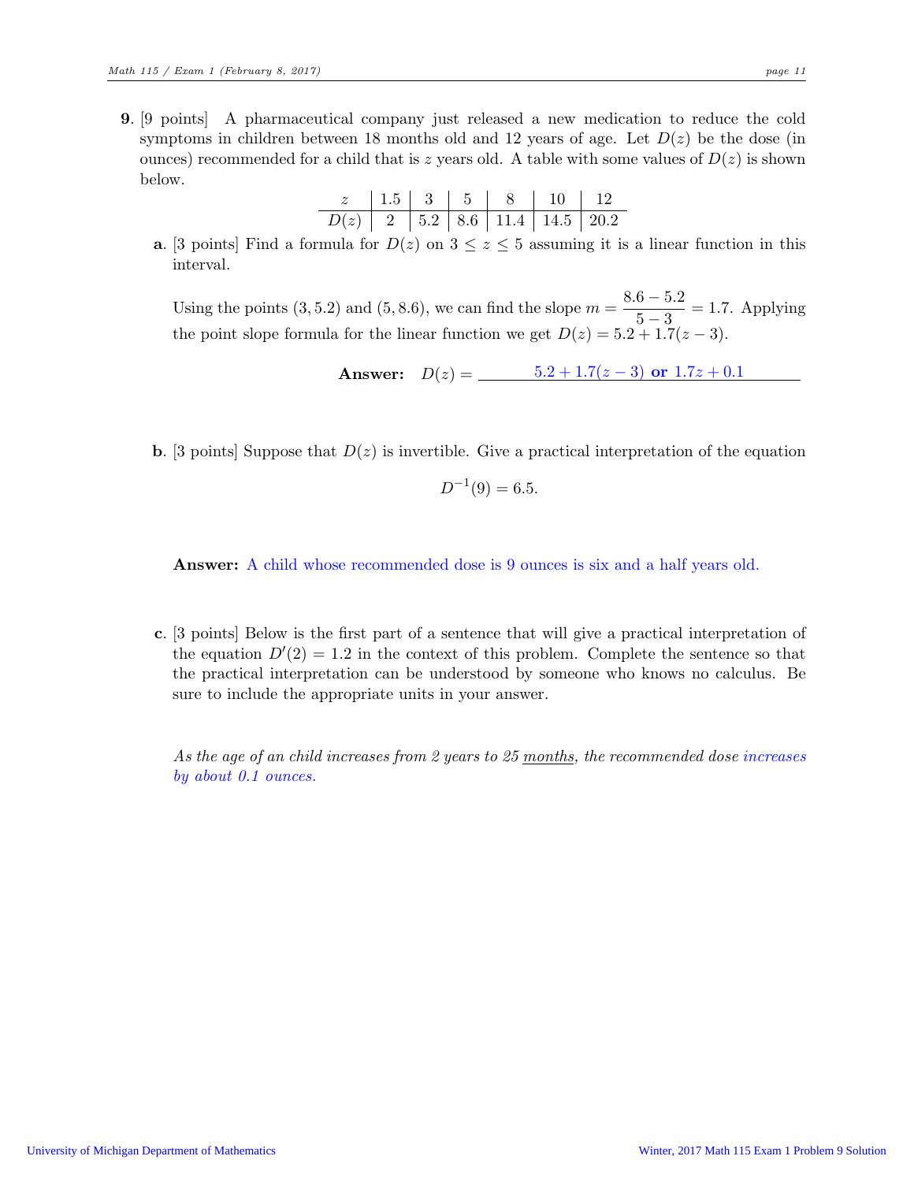**9.** [9 points] A pharmaceutical company just released a new medication to reduce the cold symptoms in children between 18 months old and 12 years of age. Let $D(z)$ be the dose (in ounces) recommended for a child that is $z$ years old. A table with some values of $D(z)$ is shown below.

| $z$ | 1.5 | 3 | 5 | 8 | 10 | 12 |
|---|---|---|---|---|---|---|
| $D(z)$ | 2 | 5.2 | 8.6 | 11.4 | 14.5 | 20.2 |

**a.** [3 points] Find a formula for $D(z)$ on $3 \leq z \leq 5$ assuming it is a linear function in this interval.

Using the points $(3, 5.2)$ and $(5, 8.6)$, we can find the slope $m = \dfrac{8.6 - 5.2}{5 - 3} = 1.7$. Applying the point slope formula for the linear function we get $D(z) = 5.2 + 1.7(z - 3)$.

**Answer:** $D(z) =$ $5.2 + 1.7(z-3)$ **or** $1.7z + 0.1$

**b.** [3 points] Suppose that $D(z)$ is invertible. Give a practical interpretation of the equation

$$D^{-1}(9) = 6.5.$$

**Answer:** A child whose recommended dose is 9 ounces is six and a half years old.

**c.** [3 points] Below is the first part of a sentence that will give a practical interpretation of the equation $D'(2) = 1.2$ in the context of this problem. Complete the sentence so that the practical interpretation can be understood by someone who knows no calculus. Be sure to include the appropriate units in your answer.

*As the age of an child increases from 2 years to 25 months, the recommended dose increases by about 0.1 ounces.*